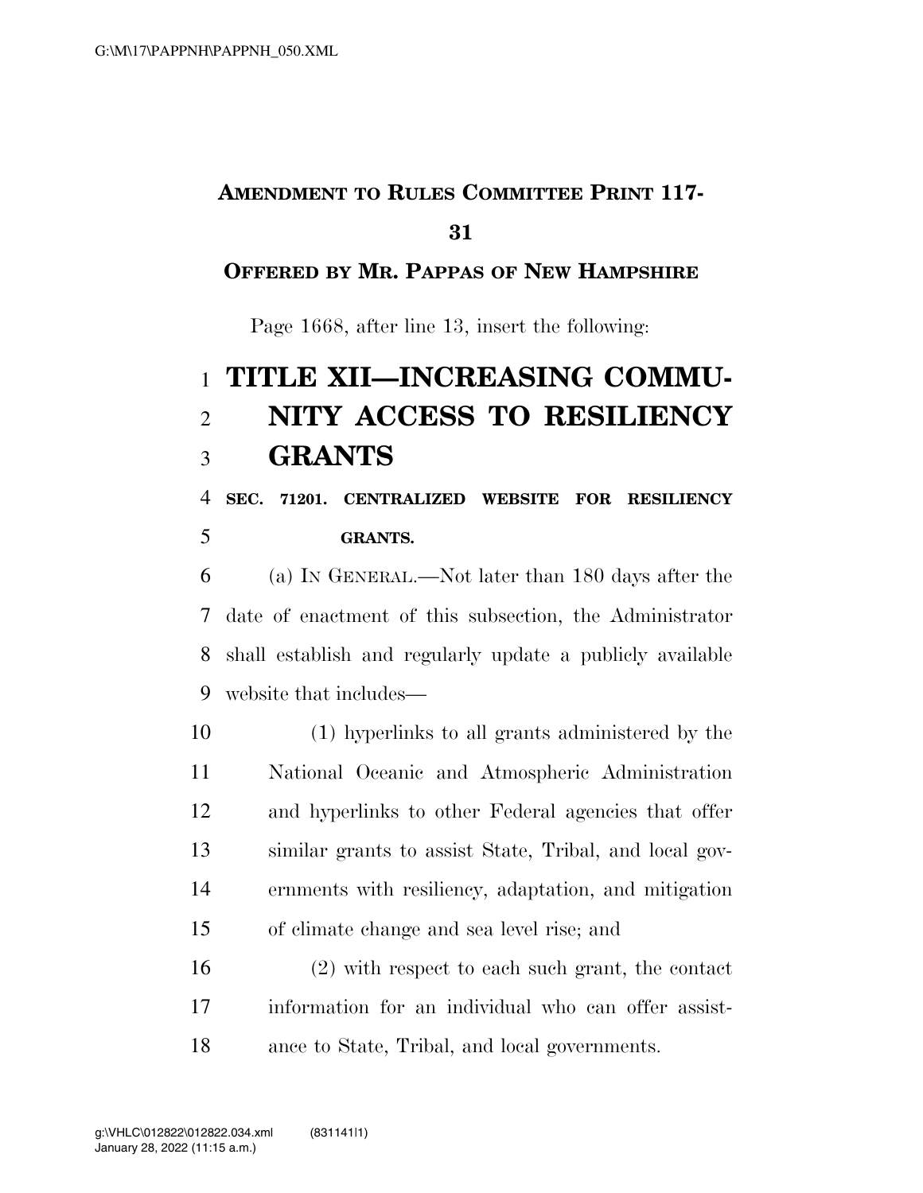**AMENDMENT TO RULES COMMITTEE PRINT 117-31**

**OFFERED BY MR. PAPPAS OF NEW HAMPSHIRE**

Page 1668, after line 13, insert the following:

# TITLE XII—INCREASING COMMUNITY ACCESS TO RESILIENCY GRANTS

**SEC. 71201. CENTRALIZED WEBSITE FOR RESILIENCY GRANTS.**

(a) IN GENERAL.—Not later than 180 days after the date of enactment of this subsection, the Administrator shall establish and regularly update a publicly available website that includes—

(1) hyperlinks to all grants administered by the National Oceanic and Atmospheric Administration and hyperlinks to other Federal agencies that offer similar grants to assist State, Tribal, and local governments with resiliency, adaptation, and mitigation of climate change and sea level rise; and

(2) with respect to each such grant, the contact information for an individual who can offer assistance to State, Tribal, and local governments.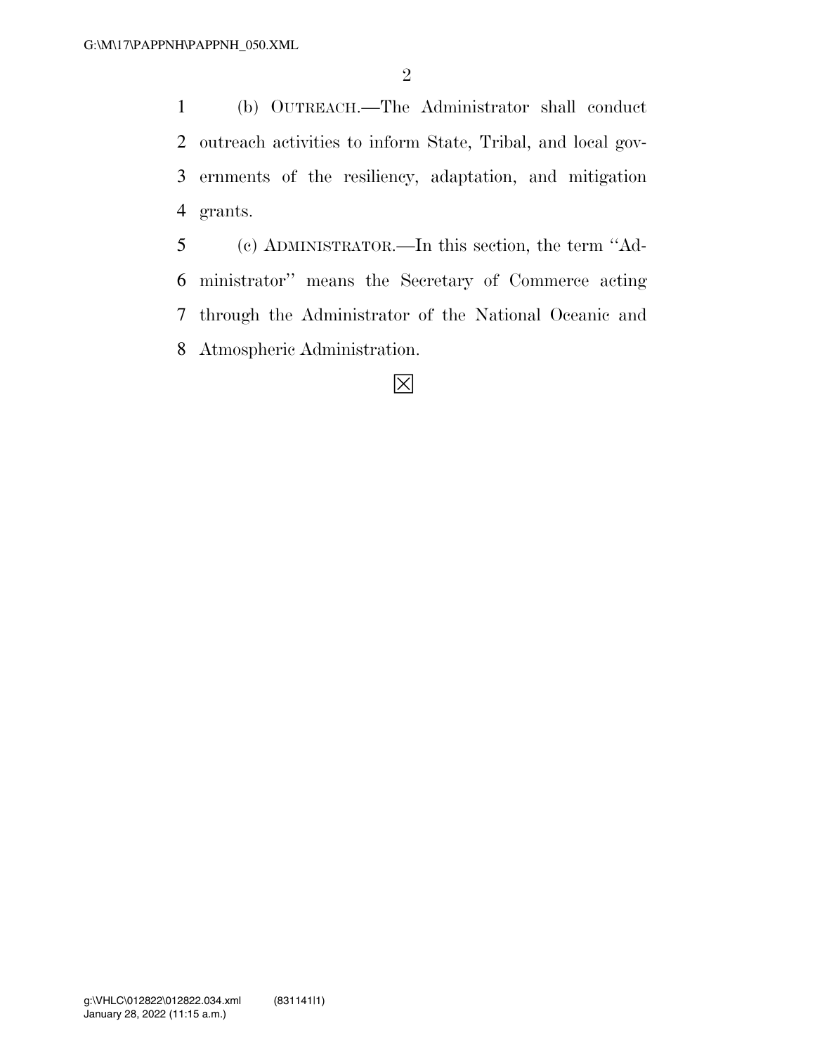(b) OUTREACH.—The Administrator shall conduct outreach activities to inform State, Tribal, and local governments of the resiliency, adaptation, and mitigation grants.

(c) ADMINISTRATOR.—In this section, the term ''Administrator'' means the Secretary of Commerce acting through the Administrator of the National Oceanic and Atmospheric Administration.